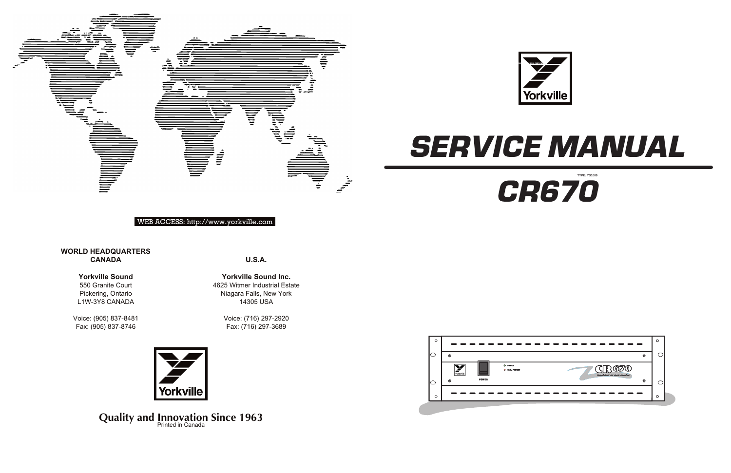# SERVICE MANUAL

TYPE: YS1009

# CR670

WEB ACCESS: http://www.yorkville.com

**WORLD HEADQUARTERS**
**CANADA**

**Yorkville Sound**
550 Granite Court
Pickering, Ontario
L1W-3Y8 CANADA

Voice: (905) 837-8481
Fax: (905) 837-8746

**U.S.A.**

**Yorkville Sound Inc.**
4625 Witmer Industrial Estate
Niagara Falls, New York
14305 USA

Voice: (716) 297-2920
Fax: (716) 297-3689

**Quality and Innovation Since 1963**

Printed in Canada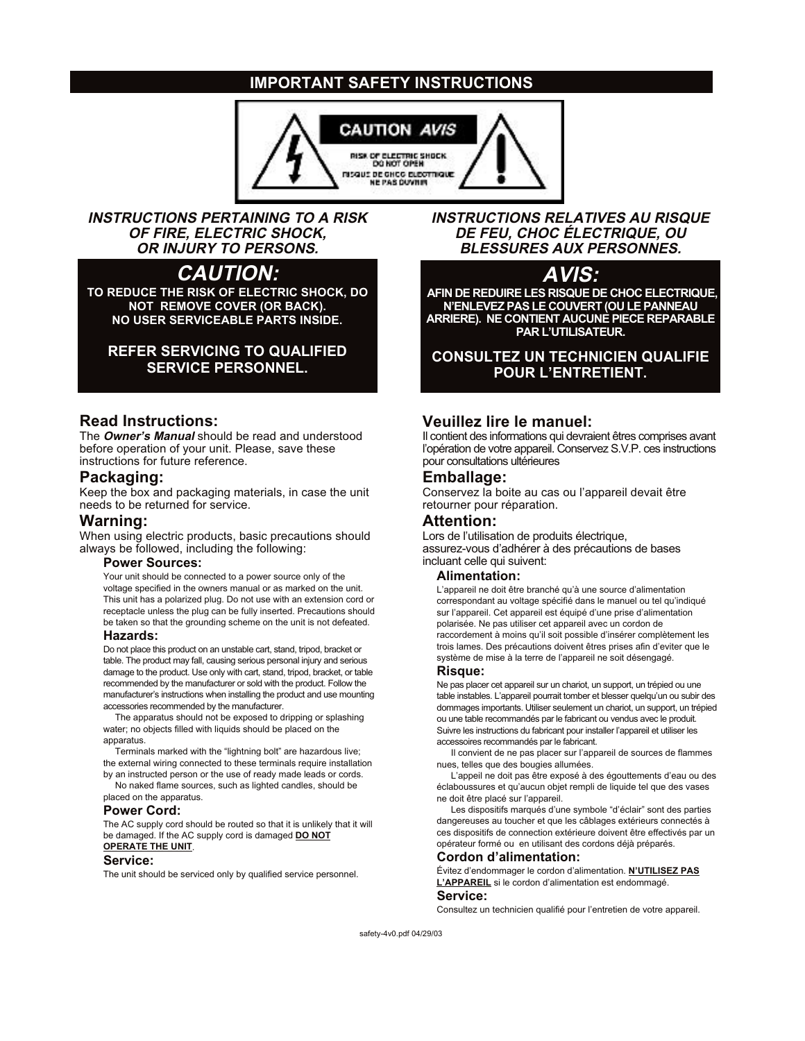# IMPORTANT SAFETY INSTRUCTIONS

CAUTION AVIS

RISK OF ELECTRIC SHOCK DO NOT OPEN

RISQUE DE CHOC ELECTRIQUE NE PAS OUVRIR

### *INSTRUCTIONS PERTAINING TO A RISK OF FIRE, ELECTRIC SHOCK, OR INJURY TO PERSONS.*

## *CAUTION:*

**TO REDUCE THE RISK OF ELECTRIC SHOCK, DO NOT REMOVE COVER (OR BACK). NO USER SERVICEABLE PARTS INSIDE.**

**REFER SERVICING TO QUALIFIED SERVICE PERSONNEL.**

## Read Instructions:

The ***Owner's Manual*** should be read and understood before operation of your unit. Please, save these instructions for future reference.

## Packaging:

Keep the box and packaging materials, in case the unit needs to be returned for service.

## Warning:

When using electric products, basic precautions should always be followed, including the following:

### Power Sources:

Your unit should be connected to a power source only of the voltage specified in the owners manual or as marked on the unit. This unit has a polarized plug. Do not use with an extension cord or receptacle unless the plug can be fully inserted. Precautions should be taken so that the grounding scheme on the unit is not defeated.

### Hazards:

Do not place this product on an unstable cart, stand, tripod, bracket or table. The product may fall, causing serious personal injury and serious damage to the product. Use only with cart, stand, tripod, bracket, or table recommended by the manufacturer or sold with the product. Follow the manufacturer's instructions when installing the product and use mounting accessories recommended by the manufacturer.

The apparatus should not be exposed to dripping or splashing water; no objects filled with liquids should be placed on the apparatus.

Terminals marked with the "lightning bolt" are hazardous live; the external wiring connected to these terminals require installation by an instructed person or the use of ready made leads or cords.

No naked flame sources, such as lighted candles, should be placed on the apparatus.

### Power Cord:

The AC supply cord should be routed so that it is unlikely that it will be damaged. If the AC supply cord is damaged **DO NOT OPERATE THE UNIT**.

### Service:

The unit should be serviced only by qualified service personnel.

### *INSTRUCTIONS RELATIVES AU RISQUE DE FEU, CHOC ÉLECTRIQUE, OU BLESSURES AUX PERSONNES.*

## *AVIS:*

**AFIN DE REDUIRE LES RISQUE DE CHOC ELECTRIQUE, N'ENLEVEZ PAS LE COUVERT (OU LE PANNEAU ARRIERE). NE CONTIENT AUCUNE PIECE REPARABLE PAR L'UTILISATEUR.**

**CONSULTEZ UN TECHNICIEN QUALIFIE POUR L'ENTRETIENT.**

## Veuillez lire le manuel:

Il contient des informations qui devraient êtres comprises avant l'opération de votre appareil. Conservez S.V.P. ces instructions pour consultations ultérieures

## Emballage:

Conservez la boite au cas ou l'appareil devait être retourner pour réparation.

## Attention:

Lors de l'utilisation de produits électrique, assurez-vous d'adhérer à des précautions de bases incluant celle qui suivent:

### Alimentation:

L'appareil ne doit être branché qu'à une source d'alimentation correspondant au voltage spécifié dans le manuel ou tel qu'indiqué sur l'appareil. Cet appareil est équipé d'une prise d'alimentation polarisée. Ne pas utiliser cet appareil avec un cordon de raccordement à moins qu'il soit possible d'insérer complètement les trois lames. Des précautions doivent êtres prises afin d'eviter que le système de mise à la terre de l'appareil ne soit désengagé.

### Risque:

Ne pas placer cet appareil sur un chariot, un support, un trépied ou une table instables. L'appareil pourrait tomber et blesser quelqu'un ou subir des dommages importants. Utiliser seulement un chariot, un support, un trépied ou une table recommandés par le fabricant ou vendus avec le produit. Suivre les instructions du fabricant pour installer l'appareil et utiliser les accessoires recommandés par le fabricant.

Il convient de ne pas placer sur l'appareil de sources de flammes nues, telles que des bougies allumées.

L'appeil ne doit pas être exposé à des égouttements d'eau ou des éclaboussures et qu'aucun objet rempli de liquide tel que des vases ne doit être placé sur l'appareil.

Les dispositifs marqués d'une symbole "d'éclair" sont des parties dangereuses au toucher et que les câblages extérieurs connectés à ces dispositifs de connection extérieure doivent être effectivés par un opérateur formé ou en utilisant des cordons déjà préparés.

### Cordon d'alimentation:

Évitez d'endommager le cordon d'alimentation. **N'UTILISEZ PAS L'APPAREIL** si le cordon d'alimentation est endommagé.

### Service:

Consultez un technicien qualifié pour l'entretien de votre appareil.

safety-4v0.pdf 04/29/03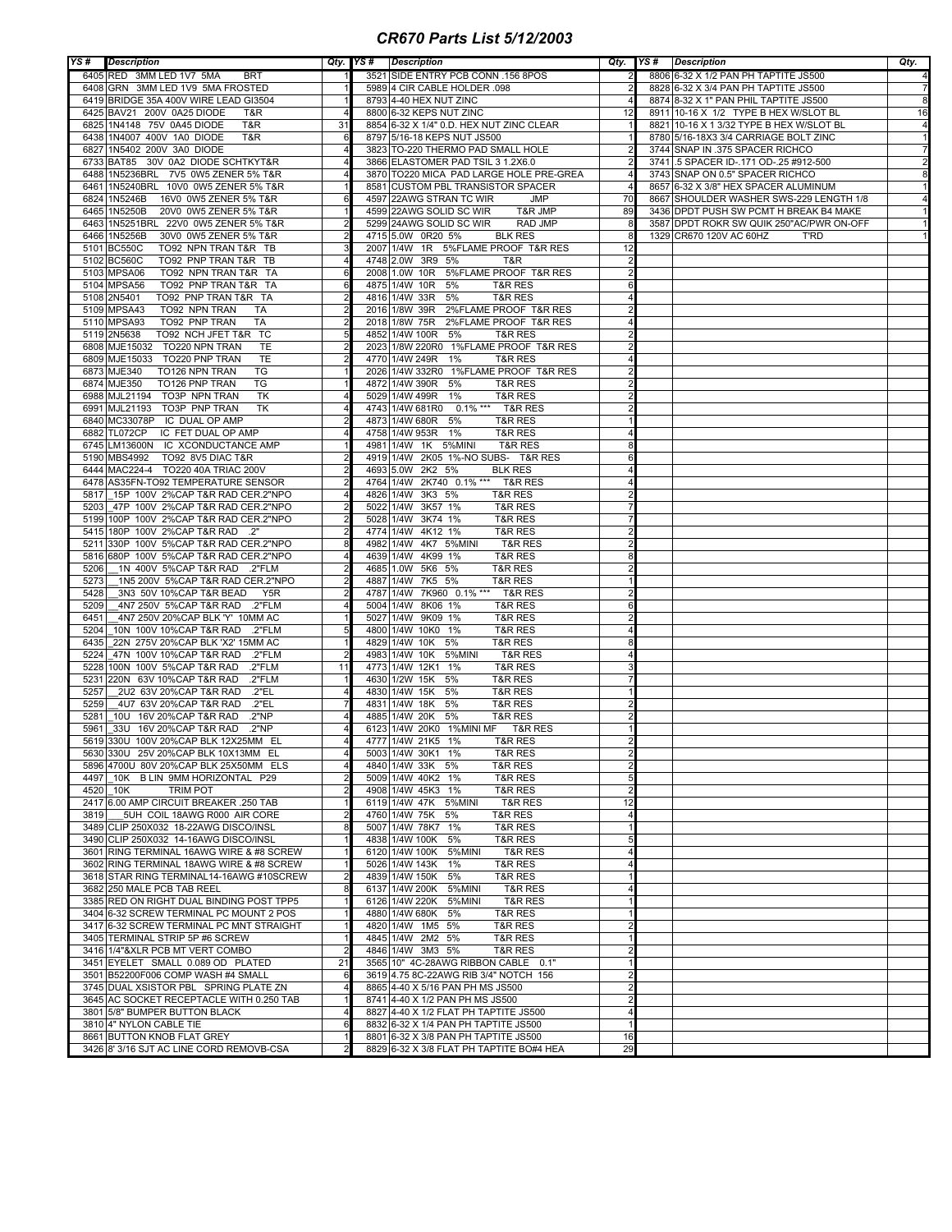# CR670 Parts List 5/12/2003

| YS # | Description | Qty. | YS # | Description | Qty. | YS # | Description | Qty. |
|---|---|---|---|---|---|---|---|---|
| 6405 | RED 3MM LED 1V7 5MA BRT | 1 | 3521 | SIDE ENTRY PCB CONN .156 8POS | 2 | 8806 | 6-32 X 1/2 PAN PH TAPTITE JS500 | 4 |
| 6408 | GRN 3MM LED 1V9 5MA FROSTED | 1 | 5989 | 4 CIR CABLE HOLDER .098 | 2 | 8828 | 6-32 X 3/4 PAN PH TAPTITE JS500 | 7 |
| 6419 | BRIDGE 35A 400V WIRE LEAD GI3504 | 1 | 8793 | 4-40 HEX NUT ZINC | 4 | 8874 | 8-32 X 1" PAN PHIL TAPTITE JS500 | 8 |
| 6425 | BAV21 200V 0A25 DIODE T&R | 4 | 8800 | 6-32 KEPS NUT ZINC | 12 | 8911 | 10-16 X 1/2 TYPE B HEX W/SLOT BL | 16 |
| 6825 | 1N4148 75V 0A45 DIODE T&R | 31 | 8854 | 6-32 X 1/4" O.D. HEX NUT ZINC CLEAR | 1 | 8821 | 10-16 X 1 3/32 TYPE B HEX W/SLOT BL | 4 |
| 6438 | 1N4007 400V 1A0 DIODE T&R | 6 | 8797 | 5/16-18 KEPS NUT JS500 | 1 | 8780 | 5/16-18X3 3/4 CARRIAGE BOLT ZINC | 1 |
| 6827 | 1N5402 200V 3A0 DIODE | 4 | 3823 | TO-220 THERMO PAD SMALL HOLE | 2 | 3744 | SNAP IN .375 SPACER RICHCO | 7 |
| 6733 | BAT85 30V 0A2 DIODE SCHTKYT&R | 4 | 3866 | ELASTOMER PAD TSIL 3 1.2X6.0 | 2 | 3741 | .5 SPACER ID-.171 OD-.25 #912-500 | 2 |
| 6488 | 1N5236BRL 7V5 0W5 ZENER 5% T&R | 4 | 3870 | TO220 MICA PAD LARGE HOLE PRE-GREA | 4 | 3743 | SNAP ON 0.5" SPACER RICHCO | 8 |
| 6461 | 1N5240BRL 10V0 0W5 ZENER 5% T&R | 1 | 8581 | CUSTOM PBL TRANSISTOR SPACER | 4 | 8657 | 6-32 X 3/8" HEX SPACER ALUMINUM | 1 |
| 6824 | 1N5246B 16V0 0W5 ZENER 5% T&R | 6 | 4597 | 22AWG STRAN TC WIR JMP | 70 | 8667 | SHOULDER WASHER SWS-229 LENGTH 1/8 | 4 |
| 6465 | 1N5250B 20V0 0W5 ZENER 5% T&R | 1 | 4599 | 22AWG SOLID SC WIR T&R JMP | 89 | 3436 | DPDT PUSH SW PCMT H BREAK B4 MAKE | 1 |
| 6463 | 1N5251BRL 22V0 0W5 ZENER 5% T&R | 2 | 5299 | 24AWG SOLID SC WIR RAD JMP | 8 | 3587 | DPDT ROKR SW QUIK 250"AC/PWR ON-OFF | 1 |
| 6466 | 1N5256B 30V0 0W5 ZENER 5% T&R | 2 | 4715 | 5.0W 0R20 5% BLK RES | 8 | 1329 | CR670 120V AC 60HZ T'RD | 1 |
| 5101 | BC550C TO92 NPN TRAN T&R TB | 3 | 2007 | 1/4W 1R 5%FLAME PROOF T&R RES | 12 | | | |
| 5102 | BC560C TO92 PNP TRAN T&R TB | 4 | 4748 | 2.0W 3R9 5% T&R | 2 | | | |
| 5103 | MPSA06 TO92 NPN TRAN T&R TA | 6 | 2008 | 1.0W 10R 5%FLAME PROOF T&R RES | 2 | | | |
| 5104 | MPSA56 TO92 PNP TRAN T&R TA | 6 | 4875 | 1/4W 10R 5% T&R RES | 6 | | | |
| 5108 | 2N5401 TO92 PNP TRAN T&R TA | 2 | 4816 | 1/4W 33R 5% T&R RES | 4 | | | |
| 5109 | MPSA43 TO92 NPN TRAN TA | 2 | 2016 | 1/8W 39R 2%FLAME PROOF T&R RES | 2 | | | |
| 5110 | MPSA93 TO92 PNP TRAN TA | 2 | 2018 | 1/8W 75R 2%FLAME PROOF T&R RES | 4 | | | |
| 5119 | 2N5638 TO92 NCH JFET T&R TC | 5 | 4852 | 1/4W 100R 5% T&R RES | 2 | | | |
| 6808 | MJE15032 TO220 NPN TRAN TE | 2 | 2023 | 1/8W 220R0 1%FLAME PROOF T&R RES | 2 | | | |
| 6809 | MJE15033 TO220 PNP TRAN TE | 2 | 4770 | 1/4W 249R 1% T&R RES | 4 | | | |
| 6873 | MJE340 TO126 NPN TRAN TG | 1 | 2026 | 1/4W 332R0 1%FLAME PROOF T&R RES | 2 | | | |
| 6874 | MJE350 TO126 PNP TRAN TG | 1 | 4872 | 1/4W 390R 5% T&R RES | 2 | | | |
| 6988 | MJL21194 TO3P NPN TRAN TK | 4 | 5029 | 1/4W 499R 1% T&R RES | 2 | | | |
| 6991 | MJL21193 TO3P PNP TRAN TK | 4 | 4743 | 1/4W 681R0 0.1% *** T&R RES | 2 | | | |
| 6840 | MC33078P IC DUAL OP AMP | 2 | 4873 | 1/4W 680R 5% T&R RES | 1 | | | |
| 6882 | TL072CP IC FET DUAL OP AMP | 4 | 4758 | 1/4W 953R 1% T&R RES | 4 | | | |
| 6745 | LM13600N IC XCONDUCTANCE AMP | 1 | 4981 | 1/4W 1K 5%MINI T&R RES | 8 | | | |
| 5190 | MBS4992 TO92 8V5 DIAC T&R | 2 | 4919 | 1/4W 2K05 1%-NO SUBS- T&R RES | 6 | | | |
| 6444 | MAC224-4 TO220 40A TRIAC 200V | 2 | 4693 | 5.0W 2K2 5% BLK RES | 4 | | | |
| 6478 | AS35FN-TO92 TEMPERATURE SENSOR | 2 | 4764 | 1/4W 2K740 0.1% *** T&R RES | 4 | | | |
| 5817 | _15P 100V 2%CAP T&R RAD CER.2"NPO | 4 | 4826 | 1/4W 3K3 5% T&R RES | 2 | | | |
| 5203 | _47P 100V 2%CAP T&R RAD CER.2"NPO | 2 | 5022 | 1/4W 3K57 1% T&R RES | 7 | | | |
| 5199 | 100P 100V 2%CAP T&R RAD CER.2"NPO | 2 | 5028 | 1/4W 3K74 1% T&R RES | 7 | | | |
| 5415 | 180P 100V 2%CAP T&R RAD .2" | 2 | 4774 | 1/4W 4K12 1% T&R RES | 2 | | | |
| 5211 | 330P 100V 5%CAP T&R RAD CER.2"NPO | 8 | 4982 | 1/4W 4K7 5%MINI T&R RES | 2 | | | |
| 5816 | 680P 100V 5%CAP T&R RAD CER.2"NPO | 4 | 4639 | 1/4W 4K99 1% T&R RES | 8 | | | |
| 5206 | __1N 400V 5%CAP T&R RAD .2"FLM | 2 | 4685 | 1.0W 5K6 5% T&R RES | 2 | | | |
| 5273 | __1N5 200V 5%CAP T&R RAD CER.2"NPO | 2 | 4887 | 1/4W 7K5 5% T&R RES | 1 | | | |
| 5428 | __3N3 50V 10%CAP T&R BEAD Y5R | 2 | 4787 | 1/4W 7K960 0.1% *** T&R RES | 2 | | | |
| 5209 | __4N7 250V 5%CAP T&R RAD .2"FLM | 4 | 5004 | 1/4W 8K06 1% T&R RES | 6 | | | |
| 6451 | __4N7 250V 20%CAP BLK 'Y' 10MM AC | 1 | 5027 | 1/4W 9K09 1% T&R RES | 2 | | | |
| 5204 | _10N 100V 10%CAP T&R RAD .2"FLM | 5 | 4800 | 1/4W 10K0 1% T&R RES | 4 | | | |
| 6435 | _22N 275V 20%CAP BLK 'X2' 15MM AC | 1 | 4829 | 1/4W 10K 5% T&R RES | 8 | | | |
| 5224 | _47N 100V 10%CAP T&R RAD .2"FLM | 2 | 4983 | 1/4W 10K 5%MINI T&R RES | 4 | | | |
| 5228 | 100N 100V 5%CAP T&R RAD .2"FLM | 11 | 4773 | 1/4W 12K1 1% T&R RES | 3 | | | |
| 5231 | 220N 63V 10%CAP T&R RAD .2"FLM | 1 | 4630 | 1/2W 15K 5% T&R RES | 7 | | | |
| 5257 | __2U2 63V 20%CAP T&R RAD .2"EL | 4 | 4830 | 1/4W 15K 5% T&R RES | 1 | | | |
| 5259 | __4U7 63V 20%CAP T&R RAD .2"EL | 7 | 4831 | 1/4W 18K 5% T&R RES | 2 | | | |
| 5281 | _10U 16V 20%CAP T&R RAD .2"NP | 4 | 4885 | 1/4W 20K 5% T&R RES | 2 | | | |
| 5961 | _33U 16V 20%CAP T&R RAD .2"NP | 4 | 6123 | 1/4W 20K0 1%MINI MF T&R RES | 1 | | | |
| 5619 | 330U 100V 20%CAP BLK 12X25MM EL | 4 | 4777 | 1/4W 21K5 1% T&R RES | 2 | | | |
| 5630 | 330U 25V 20%CAP BLK 10X13MM EL | 4 | 5003 | 1/4W 30K1 1% T&R RES | 2 | | | |
| 5896 | 4700U 80V 20%CAP BLK 25X50MM ELS | 4 | 4840 | 1/4W 33K 5% T&R RES | 2 | | | |
| 4497 | _10K B LIN 9MM HORIZONTAL P29 | 2 | 5009 | 1/4W 40K2 1% T&R RES | 5 | | | |
| 4520 | _10K TRIM POT | 2 | 4908 | 1/4W 45K3 1% T&R RES | 2 | | | |
| 2417 | 6.00 AMP CIRCUIT BREAKER .250 TAB | 1 | 6119 | 1/4W 47K 5%MINI T&R RES | 12 | | | |
| 3819 | __5UH COIL 18AWG R000 AIR CORE | 2 | 4760 | 1/4W 75K 5% T&R RES | 4 | | | |
| 3489 | CLIP 250X032 18-22AWG DISCO/INSL | 8 | 5007 | 1/4W 78K7 1% T&R RES | 1 | | | |
| 3490 | CLIP 250X032 14-16AWG DISCO/INSL | 1 | 4838 | 1/4W 100K 5% T&R RES | 5 | | | |
| 3601 | RING TERMINAL 16AWG WIRE & #8 SCREW | 1 | 6120 | 1/4W 100K 5%MINI T&R RES | 4 | | | |
| 3602 | RING TERMINAL 18AWG WIRE & #8 SCREW | 1 | 5026 | 1/4W 143K 1% T&R RES | 4 | | | |
| 3618 | STAR RING TERMINAL14-16AWG #10SCREW | 2 | 4839 | 1/4W 150K 5% T&R RES | 1 | | | |
| 3682 | 250 MALE PCB TAB REEL | 8 | 6137 | 1/4W 200K 5%MINI T&R RES | 4 | | | |
| 3385 | RED ON RIGHT DUAL BINDING POST TPP5 | 1 | 6126 | 1/4W 220K 5%MINI T&R RES | 1 | | | |
| 3404 | 6-32 SCREW TERMINAL PC MOUNT 2 POS | 1 | 4880 | 1/4W 680K 5% T&R RES | 1 | | | |
| 3417 | 6-32 SCREW TERMINAL PC MNT STRAIGHT | 1 | 4820 | 1/4W 1M5 5% T&R RES | 2 | | | |
| 3405 | TERMINAL STRIP 5P #6 SCREW | 1 | 4845 | 1/4W 2M2 5% T&R RES | 1 | | | |
| 3416 | 1/4"&XLR PCB MT VERT COMBO | 2 | 4846 | 1/4W 3M3 5% T&R RES | 2 | | | |
| 3451 | EYELET SMALL 0.089 OD PLATED | 21 | 3565 | 10" 4C-28AWG RIBBON CABLE 0.1" | 1 | | | |
| 3501 | B52200F006 COMP WASH #4 SMALL | 6 | 3619 | 4.75 8C-22AWG RIB 3/4" NOTCH 156 | 2 | | | |
| 3745 | DUAL XSISTOR PBL SPRING PLATE ZN | 4 | 8865 | 4-40 X 5/16 PAN PH MS JS500 | 2 | | | |
| 3645 | AC SOCKET RECEPTACLE WITH 0.250 TAB | 1 | 8741 | 4-40 X 1/2 PAN PH MS JS500 | 2 | | | |
| 3801 | 5/8" BUMPER BUTTON BLACK | 4 | 8827 | 4-40 X 1/2 FLAT PH TAPTITE JS500 | 4 | | | |
| 3810 | 4" NYLON CABLE TIE | 6 | 8832 | 6-32 X 1/4 PAN PH TAPTITE JS500 | 1 | | | |
| 8661 | BUTTON KNOB FLAT GREY | 1 | 8801 | 6-32 X 3/8 PAN PH TAPTITE JS500 | 16 | | | |
| 3426 | 8' 3/16 SJT AC LINE CORD REMOVB-CSA | 2 | 8829 | 6-32 X 3/8 FLAT PH TAPTITE BO#4 HEA | 29 | | | |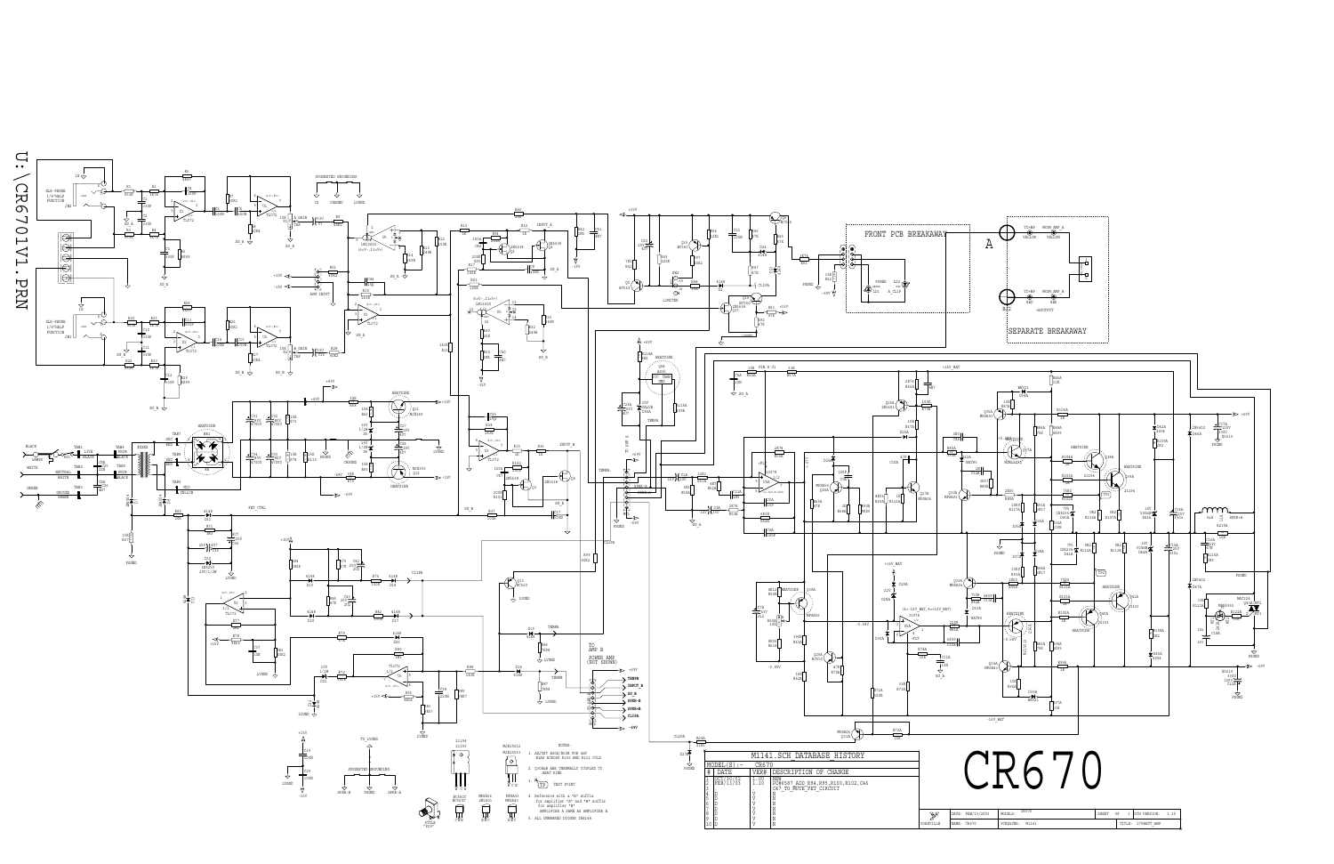U:\CR6701V1.PRN

FRONT PCB BREAKAWAY

SEPARATE BREAKAWAY

NOTES:

1. ADJUST R60A/R60B FOR 4mV BIAS ACROSS R106 AND R112 COLD.
2. Q30A&B ARE THERMALLY COUPLED TO HEAT SINK
3. TP TEST POINT
4. Reference with a "A" suffix for amplifier "A" and "B" suffix for amplifier "B". AMPLIFIER A SAME AS AMPLIFIER B.
5. ALL UNMARKED DIODES 1N4148

SUGGESTED GROUNDING

TO AMP B POWER AMP (NOT SHOWN)

M1141.SCH DATABASE HISTORY

MODEL(S):- CR670

| # | DATE | VER# | DESCRIPTION OF CHANGE |
|---|---|---|---|
| 1 | JAN/30/03 | 1.00 | NEW |
| 2 | FEB/13/03 | 1.10 | PC#4587 ADD R94,R95,R100,R102,C46 C47 TO MUTE FET CIRCUIT |
| 3 | D | V | N |
| 4 | D | V | N |
| 5 | D | V | N |
| 6 | D | V | N |
| 7 | D | V | N |
| 8 | D | V | N |
| 9 | D | V | N |
| 10 | D | V | N |

# CR670

| | | | | |
|---|---|---|---|---|
| YORKVILLE | DATE: FEB/13/2003 | MODELS: CR670 | SHEET: 1 OF 1 | SCH VERSION: 1.10 |
| | NAME: CR670 | PCB#REV: M1141 | | TITLE: 170WATT_AMP |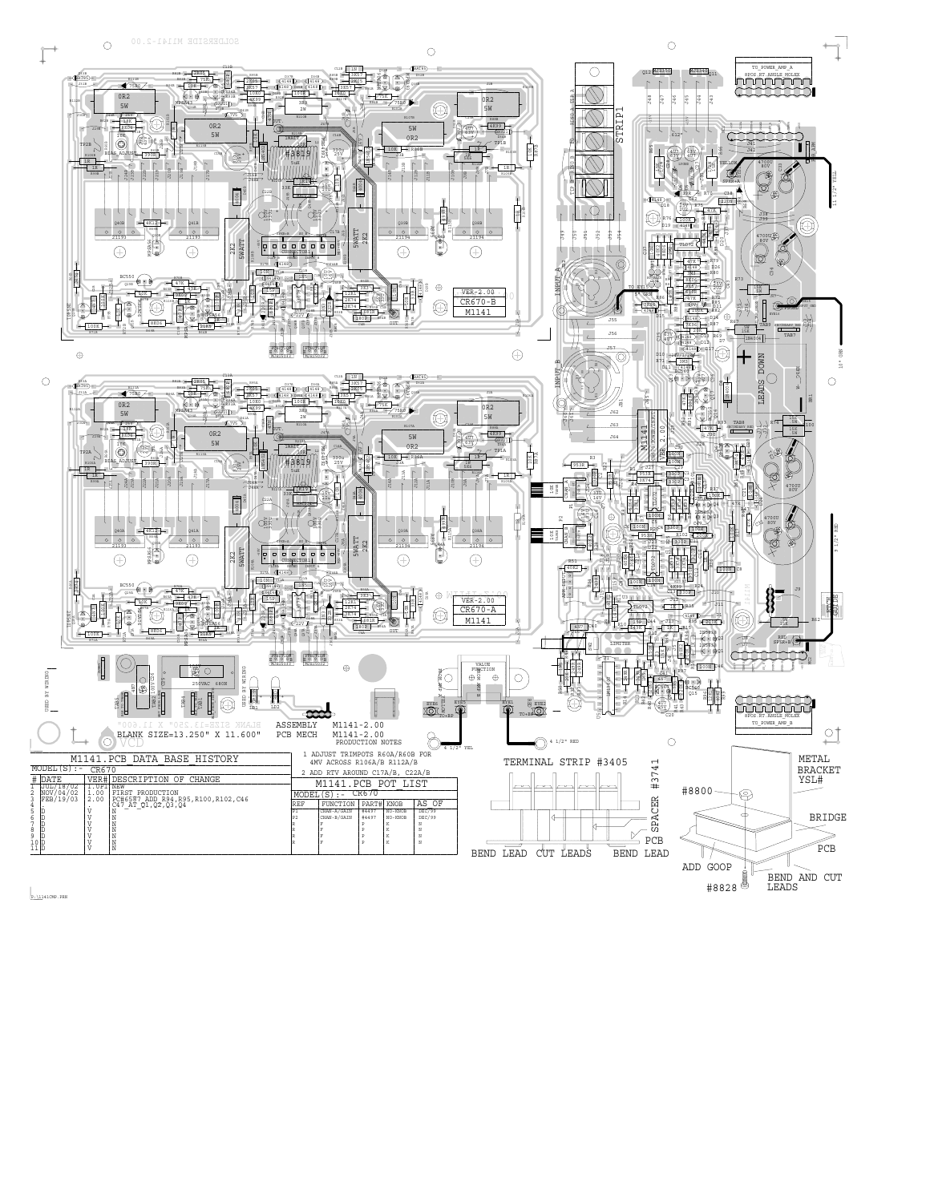ASSEMBLY M1141-2.00
PCB MECH M1141-2.00

BLANK SIZE=13.250" X 11.600"

PRODUCTION NOTES

1 ADJUST TRIMPOTS R60A/R60B FOR 4MV ACROSS R106A/B R112A/B

2 ADD RTV AROUND C17A/B, C22A/B

| M1141.PCB DATA BASE HISTORY | | |
|---|---|---|
| MODEL(S):- CR670 | | |
| # DATE | VER# | DESCRIPTION OF CHANGE |
| 1 JUL/18/02 | 1.0P1 | NEW |
| 2 NOV/04/02 | 1.00 | FIRST PRODUCTION |
| 3 FEB/19/03 | 2.00 | PC#6587 ADD R94,R95,R100,R102,C46 C47 AT Q1,Q2,Q3,Q4 |
| 4 . | . | . |
| 5 D | V | N |
| 6 D | V | N |
| 7 D | V | N |
| 8 D | V | N |
| 9 D | V | N |
| 10 D | V | N |
| 11 D | V | N |

| M1141.PCB POT LIST | | | | |
|---|---|---|---|---|
| MODEL(S):- CR670 | | | | |
| REF | FUNCTION | PART# | KNOB | AS OF |
| P1 | CHAN-A/GAIN | #4497 | NO-KNOB | DEC/99 |
| P2 | CHAN-B/GAIN | #4497 | NO-KNOB | DEC/99 |
| R | F | P | K | N |
| R | F | P | K | N |
| R | F | P | K | N |
| R | F | P | K | N |

TERMINAL STRIP #3405

SPACER #3741

PCB

BEND LEAD CUT LEADS BEND LEAD

METAL BRACKET YSL#

#8800

BRIDGE

PCB

ADD GOOP

#8828

BEND AND CUT LEADS

VER-2.00
CR670-B
M1141

VER-2.00
CR670-A
M1141